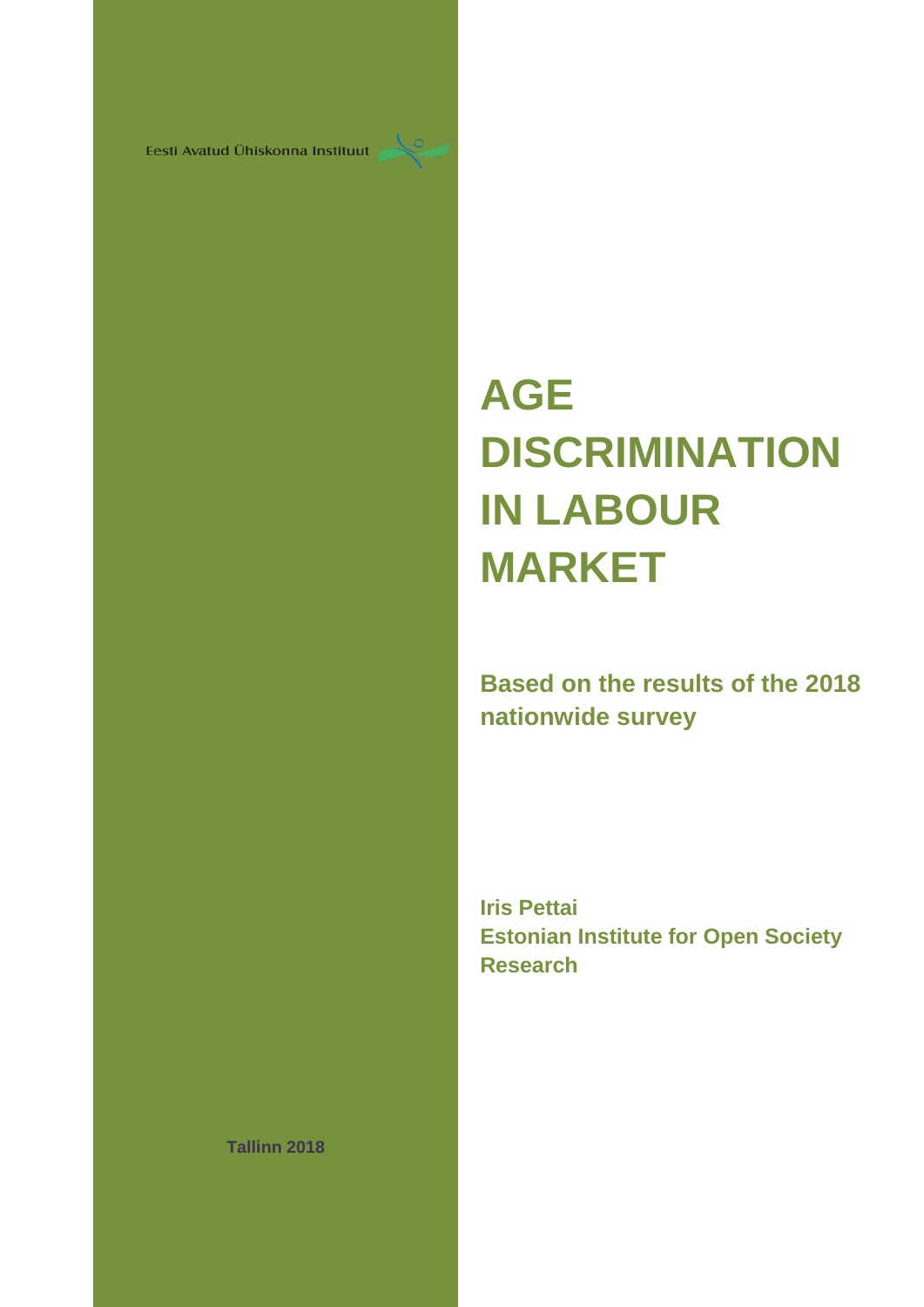Eesti Avatud Ühiskonna Instituut

# AGE DISCRIMINATION IN LABOUR MARKET

**Based on the results of the 2018 nationwide survey**

**Iris Pettai**
**Estonian Institute for Open Society Research**

**Tallinn 2018**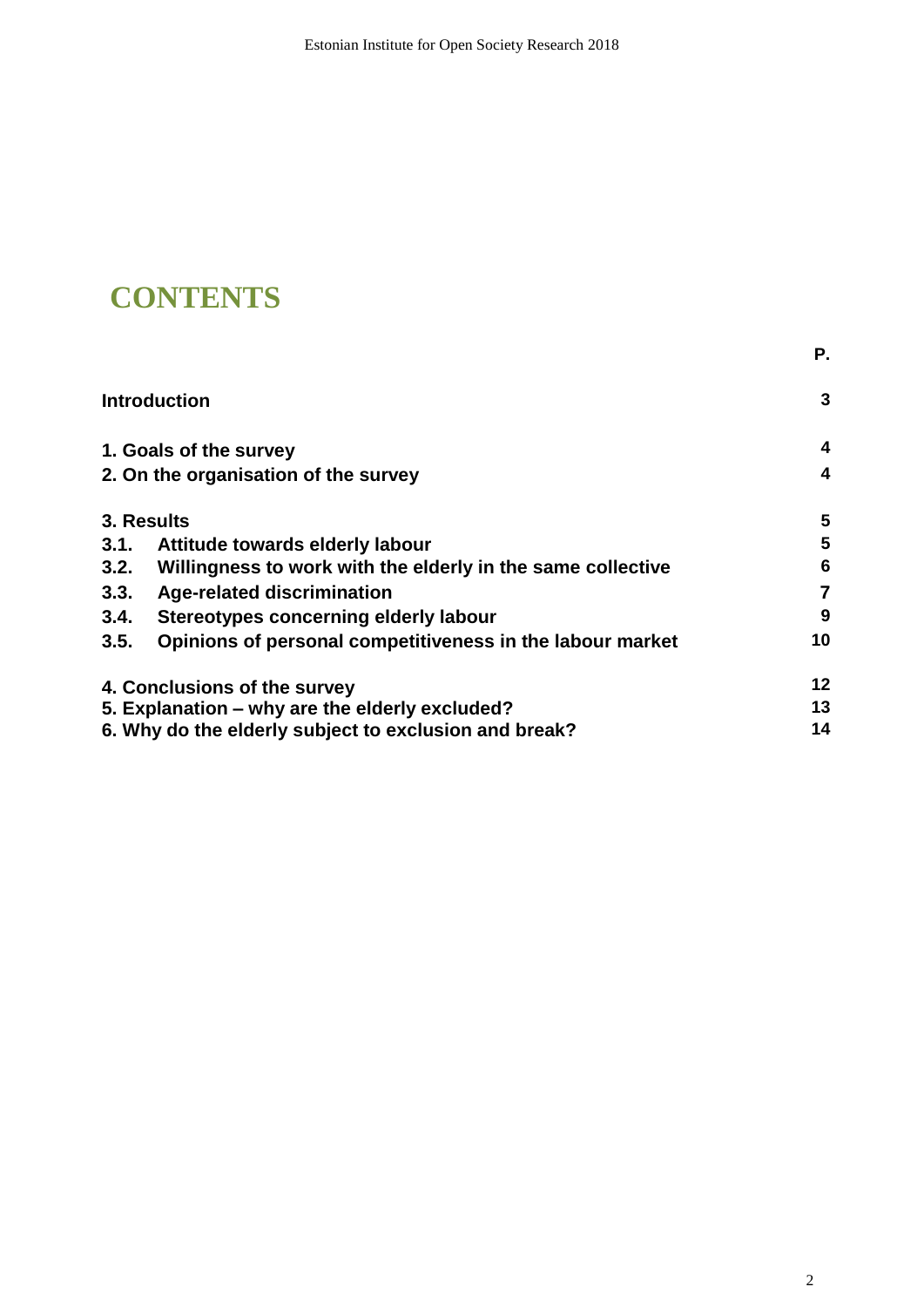# CONTENTS

| | P. |
|---|---|
| **Introduction** | **3** |
| **1. Goals of the survey** | **4** |
| **2. On the organisation of the survey** | **4** |
| **3. Results** | **5** |
| **3.1. Attitude towards elderly labour** | **5** |
| **3.2. Willingness to work with the elderly in the same collective** | **6** |
| **3.3. Age-related discrimination** | **7** |
| **3.4. Stereotypes concerning elderly labour** | **9** |
| **3.5. Opinions of personal competitiveness in the labour market** | **10** |
| **4. Conclusions of the survey** | **12** |
| **5. Explanation – why are the elderly excluded?** | **13** |
| **6. Why do the elderly subject to exclusion and break?** | **14** |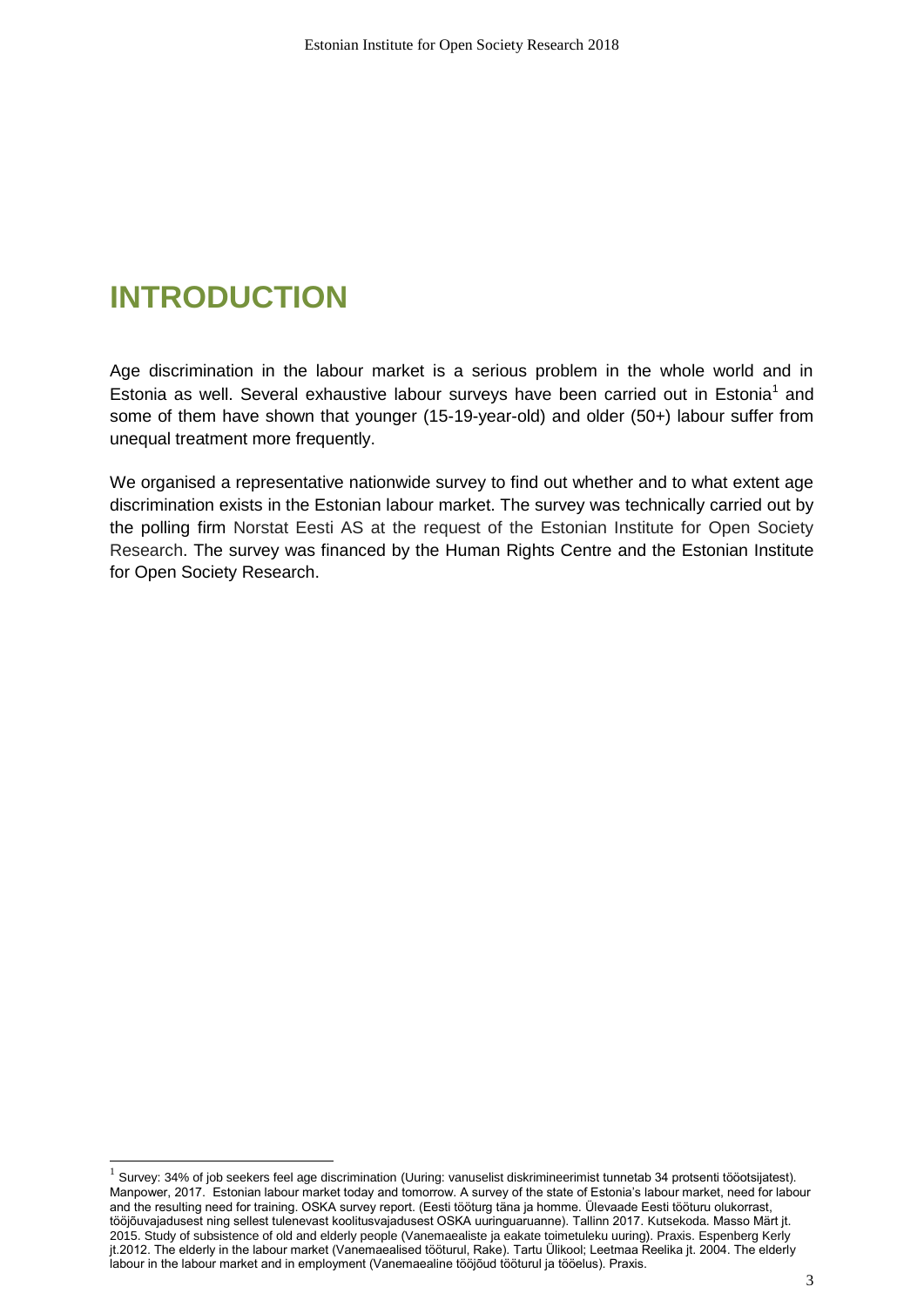# INTRODUCTION

Age discrimination in the labour market is a serious problem in the whole world and in Estonia as well. Several exhaustive labour surveys have been carried out in Estonia[1] and some of them have shown that younger (15-19-year-old) and older (50+) labour suffer from unequal treatment more frequently.

We organised a representative nationwide survey to find out whether and to what extent age discrimination exists in the Estonian labour market. The survey was technically carried out by the polling firm Norstat Eesti AS at the request of the Estonian Institute for Open Society Research. The survey was financed by the Human Rights Centre and the Estonian Institute for Open Society Research.

---

[1] Survey: 34% of job seekers feel age discrimination (Uuring: vanuselist diskrimineerimist tunnetab 34 protsenti tööotsijatest). Manpower, 2017. Estonian labour market today and tomorrow. A survey of the state of Estonia's labour market, need for labour and the resulting need for training. OSKA survey report. (Eesti tööturg täna ja homme. Ülevaade Eesti tööturu olukorrast, tööjõuvajadusest ning sellest tulenevast koolitusvajadusest OSKA uuringuaruanne). Tallinn 2017. Kutsekoda. Masso Märt jt. 2015. Study of subsistence of old and elderly people (Vanemaealiste ja eakate toimetuleku uuring). Praxis. Espenberg Kerly jt.2012. The elderly in the labour market (Vanemaealised tööturul, Rake). Tartu Ülikool; Leetmaa Reelika jt. 2004. The elderly labour in the labour market and in employment (Vanemaealine tööjõud tööturul ja tööelus). Praxis.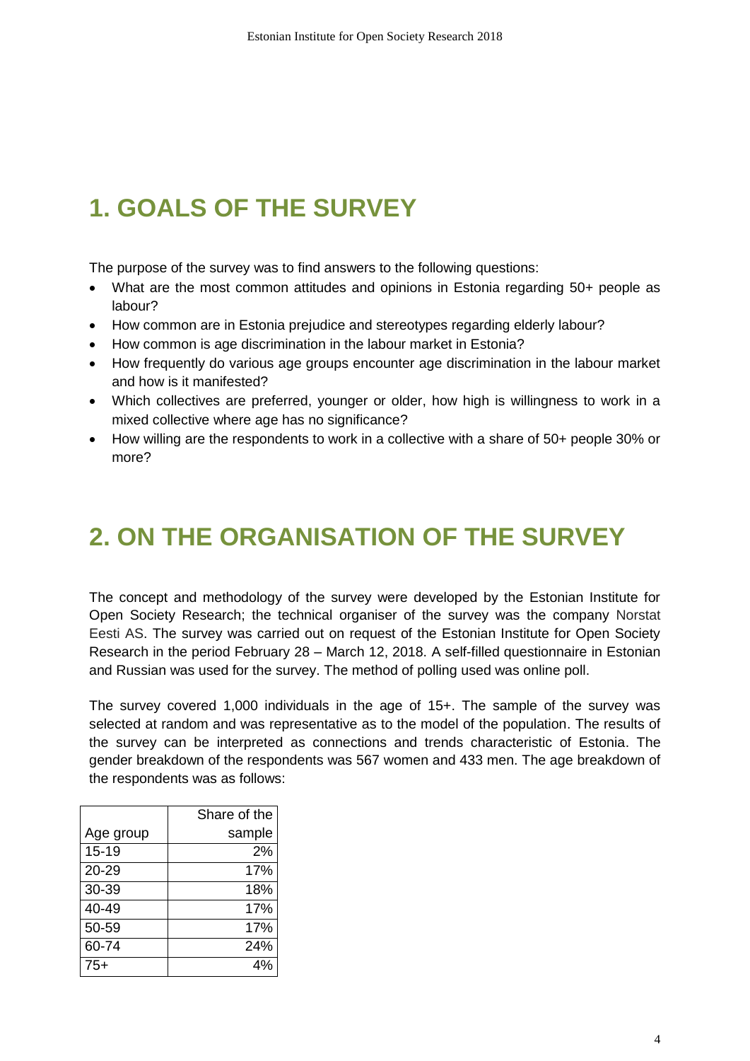# 1. GOALS OF THE SURVEY

The purpose of the survey was to find answers to the following questions:

- What are the most common attitudes and opinions in Estonia regarding 50+ people as labour?
- How common are in Estonia prejudice and stereotypes regarding elderly labour?
- How common is age discrimination in the labour market in Estonia?
- How frequently do various age groups encounter age discrimination in the labour market and how is it manifested?
- Which collectives are preferred, younger or older, how high is willingness to work in a mixed collective where age has no significance?
- How willing are the respondents to work in a collective with a share of 50+ people 30% or more?

# 2. ON THE ORGANISATION OF THE SURVEY

The concept and methodology of the survey were developed by the Estonian Institute for Open Society Research; the technical organiser of the survey was the company Norstat Eesti AS. The survey was carried out on request of the Estonian Institute for Open Society Research in the period February 28 – March 12, 2018. A self-filled questionnaire in Estonian and Russian was used for the survey. The method of polling used was online poll.

The survey covered 1,000 individuals in the age of 15+. The sample of the survey was selected at random and was representative as to the model of the population. The results of the survey can be interpreted as connections and trends characteristic of Estonia. The gender breakdown of the respondents was 567 women and 433 men. The age breakdown of the respondents was as follows:

| Age group | Share of the sample |
|---|---|
| 15-19 | 2% |
| 20-29 | 17% |
| 30-39 | 18% |
| 40-49 | 17% |
| 50-59 | 17% |
| 60-74 | 24% |
| 75+ | 4% |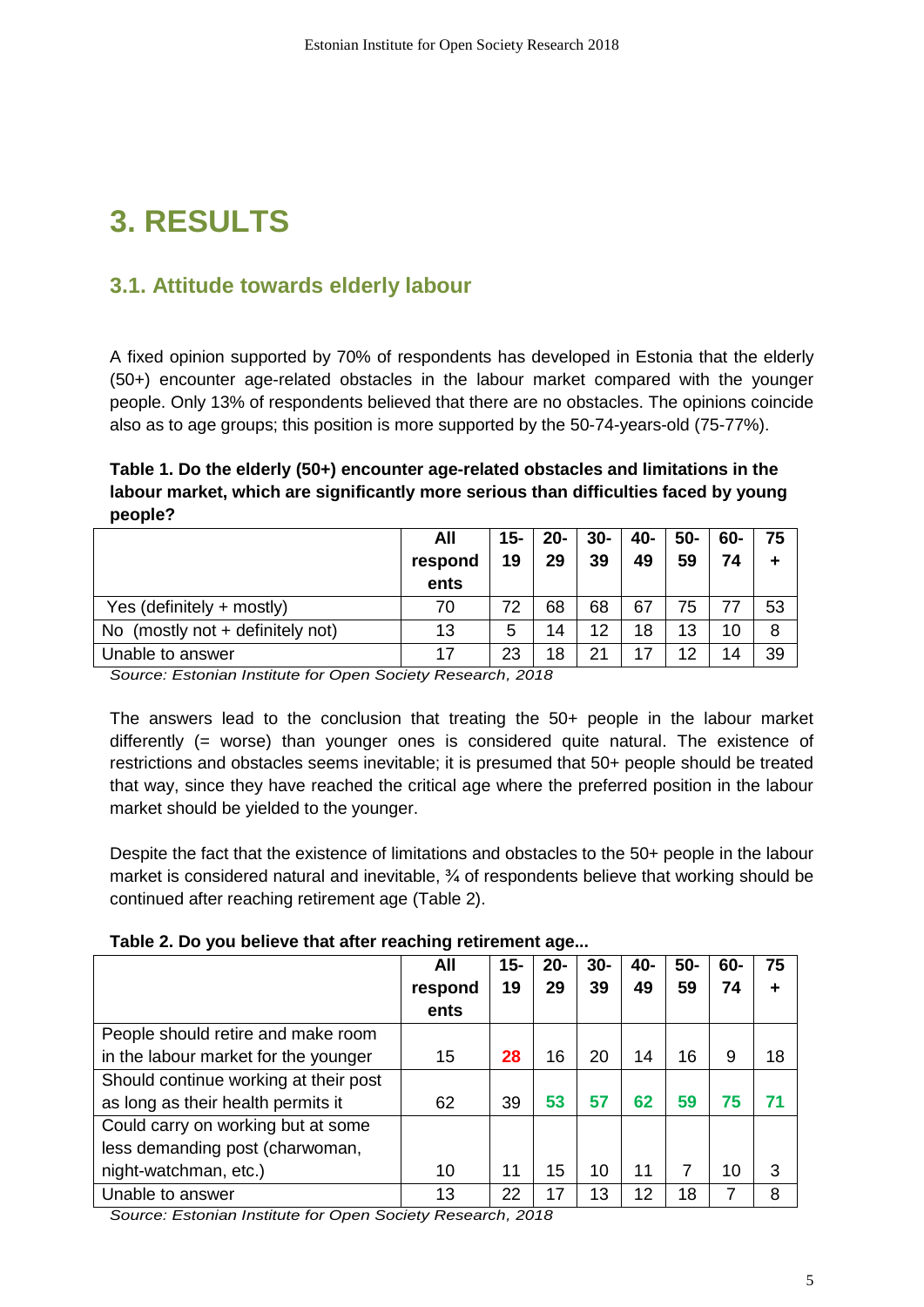# 3. RESULTS

## 3.1. Attitude towards elderly labour

A fixed opinion supported by 70% of respondents has developed in Estonia that the elderly (50+) encounter age-related obstacles in the labour market compared with the younger people. Only 13% of respondents believed that there are no obstacles. The opinions coincide also as to age groups; this position is more supported by the 50-74-years-old (75-77%).

**Table 1. Do the elderly (50+) encounter age-related obstacles and limitations in the labour market, which are significantly more serious than difficulties faced by young people?**

| | All respondents | 15-19 | 20-29 | 30-39 | 40-49 | 50-59 | 60-74 | 75+ |
|---|---|---|---|---|---|---|---|---|
| Yes (definitely + mostly) | 70 | 72 | 68 | 68 | 67 | 75 | 77 | 53 |
| No (mostly not + definitely not) | 13 | 5 | 14 | 12 | 18 | 13 | 10 | 8 |
| Unable to answer | 17 | 23 | 18 | 21 | 17 | 12 | 14 | 39 |

*Source: Estonian Institute for Open Society Research, 2018*

The answers lead to the conclusion that treating the 50+ people in the labour market differently (= worse) than younger ones is considered quite natural. The existence of restrictions and obstacles seems inevitable; it is presumed that 50+ people should be treated that way, since they have reached the critical age where the preferred position in the labour market should be yielded to the younger.

Despite the fact that the existence of limitations and obstacles to the 50+ people in the labour market is considered natural and inevitable, ¾ of respondents believe that working should be continued after reaching retirement age (Table 2).

**Table 2. Do you believe that after reaching retirement age...**

| | All respondents | 15-19 | 20-29 | 30-39 | 40-49 | 50-59 | 60-74 | 75+ |
|---|---|---|---|---|---|---|---|---|
| People should retire and make room in the labour market for the younger | 15 | 28 | 16 | 20 | 14 | 16 | 9 | 18 |
| Should continue working at their post as long as their health permits it | 62 | 39 | 53 | 57 | 62 | 59 | 75 | 71 |
| Could carry on working but at some less demanding post (charwoman, night-watchman, etc.) | 10 | 11 | 15 | 10 | 11 | 7 | 10 | 3 |
| Unable to answer | 13 | 22 | 17 | 13 | 12 | 18 | 7 | 8 |

*Source: Estonian Institute for Open Society Research, 2018*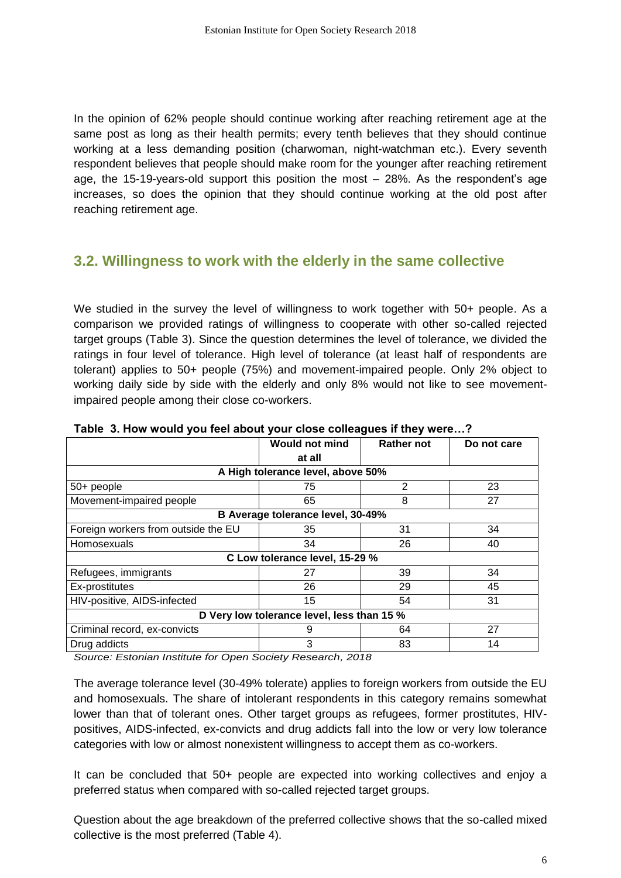In the opinion of 62% people should continue working after reaching retirement age at the same post as long as their health permits; every tenth believes that they should continue working at a less demanding position (charwoman, night-watchman etc.). Every seventh respondent believes that people should make room for the younger after reaching retirement age, the 15-19-years-old support this position the most – 28%. As the respondent's age increases, so does the opinion that they should continue working at the old post after reaching retirement age.

## 3.2. Willingness to work with the elderly in the same collective

We studied in the survey the level of willingness to work together with 50+ people. As a comparison we provided ratings of willingness to cooperate with other so-called rejected target groups (Table 3). Since the question determines the level of tolerance, we divided the ratings in four level of tolerance. High level of tolerance (at least half of respondents are tolerant) applies to 50+ people (75%) and movement-impaired people. Only 2% object to working daily side by side with the elderly and only 8% would not like to see movement-impaired people among their close co-workers.

**Table 3. How would you feel about your close colleagues if they were…?**

| | Would not mind at all | Rather not | Do not care |
|---|---|---|---|
| **A High tolerance level, above 50%** | | | |
| 50+ people | 75 | 2 | 23 |
| Movement-impaired people | 65 | 8 | 27 |
| **B Average tolerance level, 30-49%** | | | |
| Foreign workers from outside the EU | 35 | 31 | 34 |
| Homosexuals | 34 | 26 | 40 |
| **C Low tolerance level, 15-29 %** | | | |
| Refugees, immigrants | 27 | 39 | 34 |
| Ex-prostitutes | 26 | 29 | 45 |
| HIV-positive, AIDS-infected | 15 | 54 | 31 |
| **D Very low tolerance level, less than 15 %** | | | |
| Criminal record, ex-convicts | 9 | 64 | 27 |
| Drug addicts | 3 | 83 | 14 |

*Source: Estonian Institute for Open Society Research, 2018*

The average tolerance level (30-49% tolerate) applies to foreign workers from outside the EU and homosexuals. The share of intolerant respondents in this category remains somewhat lower than that of tolerant ones. Other target groups as refugees, former prostitutes, HIV-positives, AIDS-infected, ex-convicts and drug addicts fall into the low or very low tolerance categories with low or almost nonexistent willingness to accept them as co-workers.

It can be concluded that 50+ people are expected into working collectives and enjoy a preferred status when compared with so-called rejected target groups.

Question about the age breakdown of the preferred collective shows that the so-called mixed collective is the most preferred (Table 4).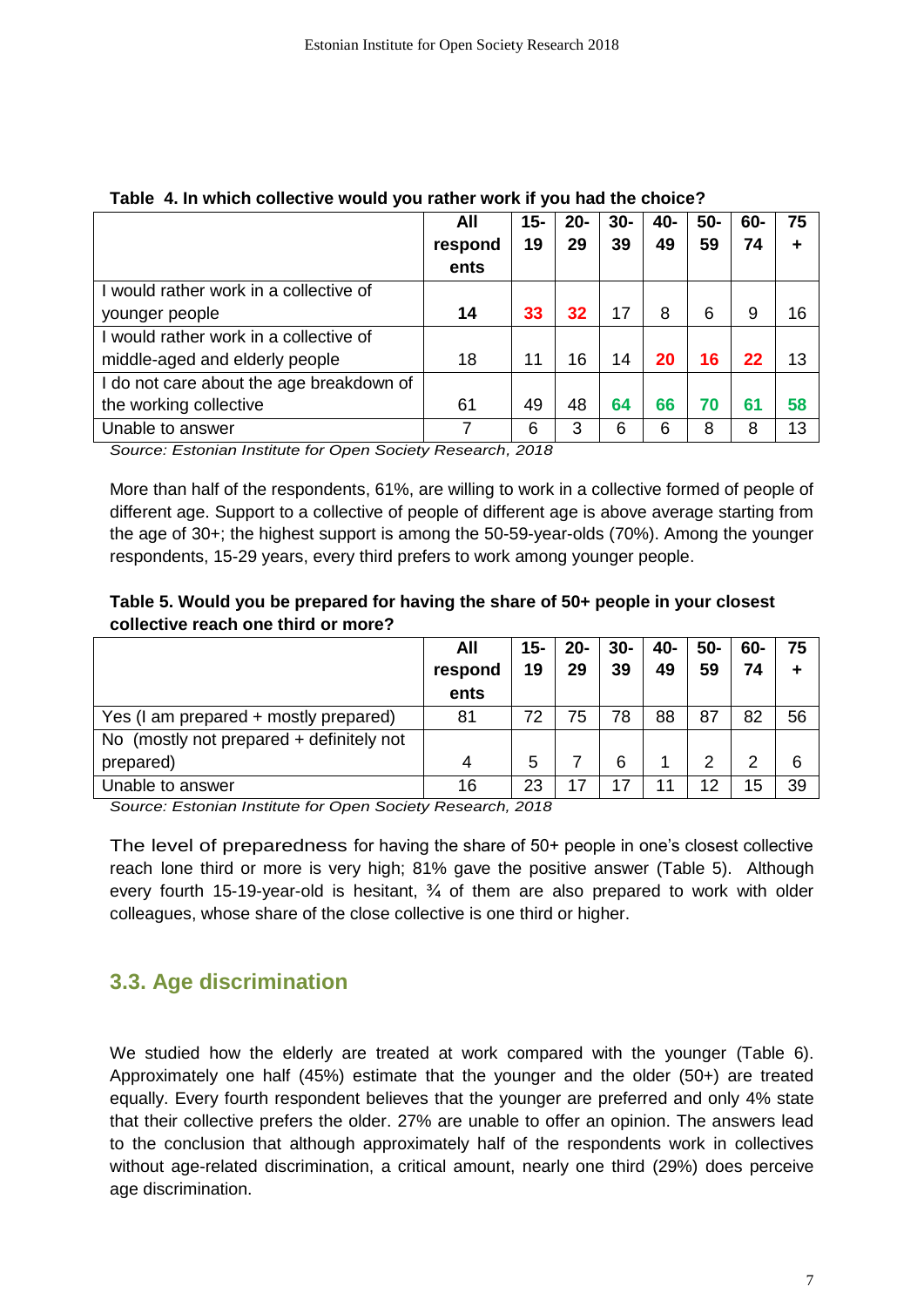**Table 4. In which collective would you rather work if you had the choice?**

| | All respondents | 15-19 | 20-29 | 30-39 | 40-49 | 50-59 | 60-74 | 75 + |
|---|---|---|---|---|---|---|---|---|
| I would rather work in a collective of younger people | **14** | **33** | **32** | 17 | 8 | 6 | 9 | 16 |
| I would rather work in a collective of middle-aged and elderly people | 18 | 11 | 16 | 14 | **20** | **16** | **22** | 13 |
| I do not care about the age breakdown of the working collective | 61 | 49 | 48 | **64** | **66** | **70** | **61** | **58** |
| Unable to answer | 7 | 6 | 3 | 6 | 6 | 8 | 8 | 13 |

*Source: Estonian Institute for Open Society Research, 2018*

More than half of the respondents, 61%, are willing to work in a collective formed of people of different age. Support to a collective of people of different age is above average starting from the age of 30+; the highest support is among the 50-59-year-olds (70%). Among the younger respondents, 15-29 years, every third prefers to work among younger people.

**Table 5. Would you be prepared for having the share of 50+ people in your closest collective reach one third or more?**

| | All respondents | 15-19 | 20-29 | 30-39 | 40-49 | 50-59 | 60-74 | 75 + |
|---|---|---|---|---|---|---|---|---|
| Yes (I am prepared + mostly prepared) | 81 | 72 | 75 | 78 | 88 | 87 | 82 | 56 |
| No (mostly not prepared + definitely not prepared) | 4 | 5 | 7 | 6 | 1 | 2 | 2 | 6 |
| Unable to answer | 16 | 23 | 17 | 17 | 11 | 12 | 15 | 39 |

*Source: Estonian Institute for Open Society Research, 2018*

The level of preparedness for having the share of 50+ people in one's closest collective reach lone third or more is very high; 81% gave the positive answer (Table 5). Although every fourth 15-19-year-old is hesitant, ¾ of them are also prepared to work with older colleagues, whose share of the close collective is one third or higher.

## 3.3. Age discrimination

We studied how the elderly are treated at work compared with the younger (Table 6). Approximately one half (45%) estimate that the younger and the older (50+) are treated equally. Every fourth respondent believes that the younger are preferred and only 4% state that their collective prefers the older. 27% are unable to offer an opinion. The answers lead to the conclusion that although approximately half of the respondents work in collectives without age-related discrimination, a critical amount, nearly one third (29%) does perceive age discrimination.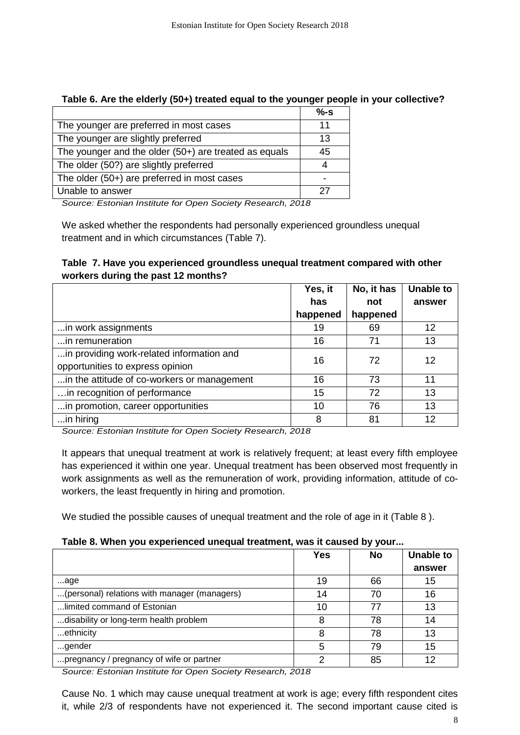**Table 6. Are the elderly (50+) treated equal to the younger people in your collective?**

| | %-s |
|---|---|
| The younger are preferred in most cases | 11 |
| The younger are slightly preferred | 13 |
| The younger and the older (50+) are treated as equals | 45 |
| The older (50?) are slightly preferred | 4 |
| The older (50+) are preferred in most cases | - |
| Unable to answer | 27 |

*Source: Estonian Institute for Open Society Research, 2018*

We asked whether the respondents had personally experienced groundless unequal treatment and in which circumstances (Table 7).

**Table 7. Have you experienced groundless unequal treatment compared with other workers during the past 12 months?**

| | Yes, it has happened | No, it has not happened | Unable to answer |
|---|---|---|---|
| ...in work assignments | 19 | 69 | 12 |
| ...in remuneration | 16 | 71 | 13 |
| ...in providing work-related information and opportunities to express opinion | 16 | 72 | 12 |
| ...in the attitude of co-workers or management | 16 | 73 | 11 |
| …in recognition of performance | 15 | 72 | 13 |
| ...in promotion, career opportunities | 10 | 76 | 13 |
| ...in hiring | 8 | 81 | 12 |

*Source: Estonian Institute for Open Society Research, 2018*

It appears that unequal treatment at work is relatively frequent; at least every fifth employee has experienced it within one year. Unequal treatment has been observed most frequently in work assignments as well as the remuneration of work, providing information, attitude of co-workers, the least frequently in hiring and promotion.

We studied the possible causes of unequal treatment and the role of age in it (Table 8 ).

**Table 8. When you experienced unequal treatment, was it caused by your...**

| | Yes | No | Unable to answer |
|---|---|---|---|
| ...age | 19 | 66 | 15 |
| ...(personal) relations with manager (managers) | 14 | 70 | 16 |
| ...limited command of Estonian | 10 | 77 | 13 |
| ...disability or long-term health problem | 8 | 78 | 14 |
| ...ethnicity | 8 | 78 | 13 |
| ...gender | 5 | 79 | 15 |
| ...pregnancy / pregnancy of wife or partner | 2 | 85 | 12 |

*Source: Estonian Institute for Open Society Research, 2018*

Cause No. 1 which may cause unequal treatment at work is age; every fifth respondent cites it, while 2/3 of respondents have not experienced it. The second important cause cited is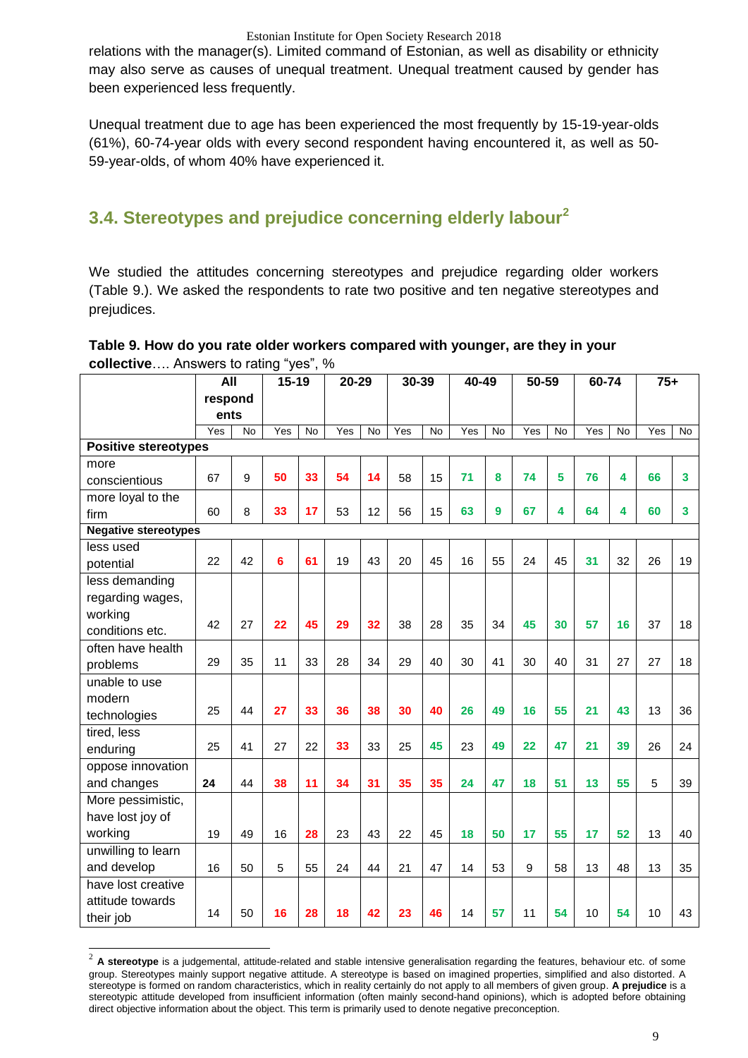relations with the manager(s). Limited command of Estonian, as well as disability or ethnicity may also serve as causes of unequal treatment. Unequal treatment caused by gender has been experienced less frequently.

Unequal treatment due to age has been experienced the most frequently by 15-19-year-olds (61%), 60-74-year olds with every second respondent having encountered it, as well as 50-59-year-olds, of whom 40% have experienced it.

## 3.4. Stereotypes and prejudice concerning elderly labour[2]

We studied the attitudes concerning stereotypes and prejudice regarding older workers (Table 9.). We asked the respondents to rate two positive and ten negative stereotypes and prejudices.

**Table 9. How do you rate older workers compared with younger, are they in your collective**…. Answers to rating "yes", %

| | All respondents | | 15-19 | | 20-29 | | 30-39 | | 40-49 | | 50-59 | | 60-74 | | 75+ | |
|---|---|---|---|---|---|---|---|---|---|---|---|---|---|---|---|---|
| | Yes | No | Yes | No | Yes | No | Yes | No | Yes | No | Yes | No | Yes | No | Yes | No |
| **Positive stereotypes** | | | | | | | | | | | | | | | | |
| more conscientious | 67 | 9 | **50** | **33** | **54** | **14** | 58 | 15 | **71** | **8** | **74** | **5** | **76** | **4** | **66** | **3** |
| more loyal to the firm | 60 | 8 | **33** | **17** | 53 | 12 | 56 | 15 | **63** | **9** | **67** | **4** | **64** | **4** | **60** | **3** |
| **Negative stereotypes** | | | | | | | | | | | | | | | | |
| less used potential | 22 | 42 | **6** | **61** | 19 | 43 | 20 | 45 | 16 | 55 | 24 | 45 | **31** | 32 | 26 | 19 |
| less demanding regarding wages, working conditions etc. | 42 | 27 | **22** | **45** | **29** | **32** | 38 | 28 | 35 | 34 | **45** | **30** | **57** | **16** | 37 | 18 |
| often have health problems | 29 | 35 | 11 | 33 | 28 | 34 | 29 | 40 | 30 | 41 | 30 | 40 | 31 | 27 | 27 | 18 |
| unable to use modern technologies | 25 | 44 | **27** | **33** | **36** | **38** | **30** | **40** | **26** | **49** | **16** | **55** | **21** | **43** | 13 | 36 |
| tired, less enduring | 25 | 41 | 27 | 22 | **33** | 33 | 25 | **45** | 23 | **49** | **22** | **47** | **21** | **39** | 26 | 24 |
| oppose innovation and changes | **24** | 44 | **38** | **11** | **34** | **31** | **35** | **35** | **24** | **47** | **18** | **51** | **13** | **55** | 5 | 39 |
| More pessimistic, have lost joy of working | 19 | 49 | 16 | **28** | 23 | 43 | 22 | 45 | **18** | **50** | **17** | **55** | **17** | **52** | 13 | 40 |
| unwilling to learn and develop | 16 | 50 | 5 | 55 | 24 | 44 | 21 | 47 | 14 | 53 | 9 | 58 | 13 | 48 | 13 | 35 |
| have lost creative attitude towards their job | 14 | 50 | **16** | **28** | **18** | **42** | **23** | **46** | 14 | **57** | 11 | **54** | 10 | **54** | 10 | 43 |

[2] **A stereotype** is a judgemental, attitude-related and stable intensive generalisation regarding the features, behaviour etc. of some group. Stereotypes mainly support negative attitude. A stereotype is based on imagined properties, simplified and also distorted. A stereotype is formed on random characteristics, which in reality certainly do not apply to all members of given group. **A prejudice** is a stereotypic attitude developed from insufficient information (often mainly second-hand opinions), which is adopted before obtaining direct objective information about the object. This term is primarily used to denote negative preconception.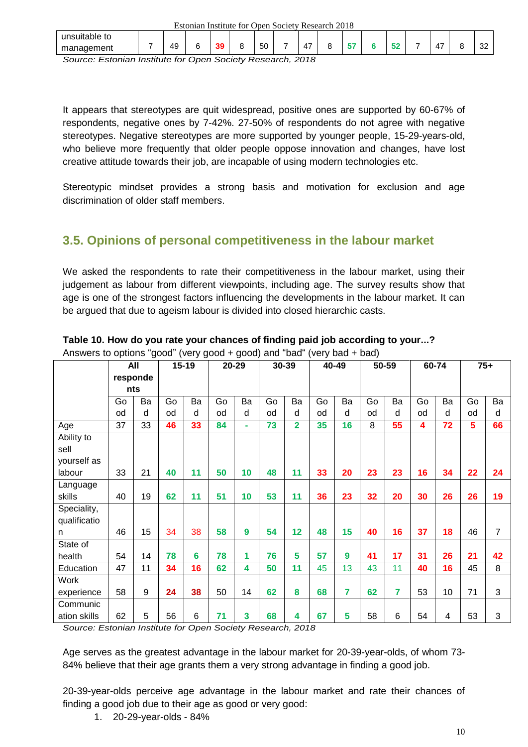| unsuitable to management | 7 | 49 | 6 | 39 | 8 | 50 | 7 | 47 | 8 | 57 | 6 | 52 | 7 | 47 | 8 | 32 |
|---|---|---|---|---|---|---|---|---|---|---|---|---|---|---|---|---|

*Source: Estonian Institute for Open Society Research, 2018*

It appears that stereotypes are quit widespread, positive ones are supported by 60-67% of respondents, negative ones by 7-42%. 27-50% of respondents do not agree with negative stereotypes. Negative stereotypes are more supported by younger people, 15-29-years-old, who believe more frequently that older people oppose innovation and changes, have lost creative attitude towards their job, are incapable of using modern technologies etc.

Stereotypic mindset provides a strong basis and motivation for exclusion and age discrimination of older staff members.

## 3.5. Opinions of personal competitiveness in the labour market

We asked the respondents to rate their competitiveness in the labour market, using their judgement as labour from different viewpoints, including age. The survey results show that age is one of the strongest factors influencing the developments in the labour market. It can be argued that due to ageism labour is divided into closed hierarchic casts.

**Table 10. How do you rate your chances of finding paid job according to your...?**
Answers to options "good" (very good + good) and "bad" (very bad + bad)

| | All respondents | | 15-19 | | 20-29 | | 30-39 | | 40-49 | | 50-59 | | 60-74 | | 75+ | |
|---|---|---|---|---|---|---|---|---|---|---|---|---|---|---|---|---|
| | Good | Bad | Good | Bad | Good | Bad | Good | Bad | Good | Bad | Good | Bad | Good | Bad | Good | Bad |
| Age | 37 | 33 | 46 | 33 | 84 | - | 73 | 2 | 35 | 16 | 8 | 55 | 4 | 72 | 5 | 66 |
| Ability to sell yourself as labour | 33 | 21 | 40 | 11 | 50 | 10 | 48 | 11 | 33 | 20 | 23 | 23 | 16 | 34 | 22 | 24 |
| Language skills | 40 | 19 | 62 | 11 | 51 | 10 | 53 | 11 | 36 | 23 | 32 | 20 | 30 | 26 | 26 | 19 |
| Speciality, qualification | 46 | 15 | 34 | 38 | 58 | 9 | 54 | 12 | 48 | 15 | 40 | 16 | 37 | 18 | 46 | 7 |
| State of health | 54 | 14 | 78 | 6 | 78 | 1 | 76 | 5 | 57 | 9 | 41 | 17 | 31 | 26 | 21 | 42 |
| Education | 47 | 11 | 34 | 16 | 62 | 4 | 50 | 11 | 45 | 13 | 43 | 11 | 40 | 16 | 45 | 8 |
| Work experience | 58 | 9 | 24 | 38 | 50 | 14 | 62 | 8 | 68 | 7 | 62 | 7 | 53 | 10 | 71 | 3 |
| Communication skills | 62 | 5 | 56 | 6 | 71 | 3 | 68 | 4 | 67 | 5 | 58 | 6 | 54 | 4 | 53 | 3 |

*Source: Estonian Institute for Open Society Research, 2018*

Age serves as the greatest advantage in the labour market for 20-39-year-olds, of whom 73-84% believe that their age grants them a very strong advantage in finding a good job.

20-39-year-olds perceive age advantage in the labour market and rate their chances of finding a good job due to their age as good or very good:

1. 20-29-year-olds - 84%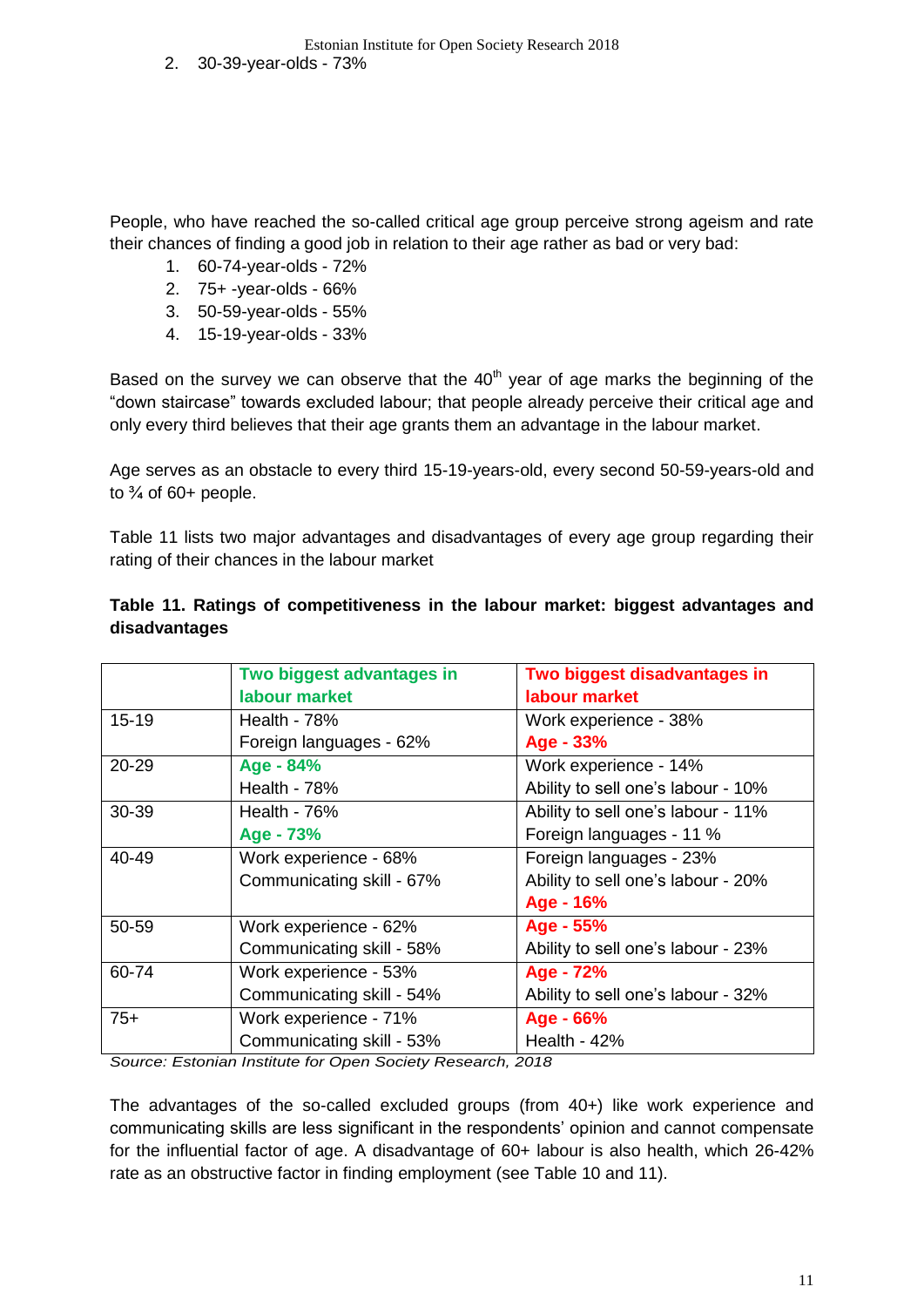2. 30-39-year-olds - 73%

People, who have reached the so-called critical age group perceive strong ageism and rate their chances of finding a good job in relation to their age rather as bad or very bad:

1. 60-74-year-olds - 72%
2. 75+ -year-olds - 66%
3. 50-59-year-olds - 55%
4. 15-19-year-olds - 33%

Based on the survey we can observe that the 40th year of age marks the beginning of the "down staircase" towards excluded labour; that people already perceive their critical age and only every third believes that their age grants them an advantage in the labour market.

Age serves as an obstacle to every third 15-19-years-old, every second 50-59-years-old and to ¾ of 60+ people.

Table 11 lists two major advantages and disadvantages of every age group regarding their rating of their chances in the labour market

**Table 11. Ratings of competitiveness in the labour market: biggest advantages and disadvantages**

| | Two biggest advantages in labour market | Two biggest disadvantages in labour market |
|---|---|---|
| 15-19 | Health - 78%<br>Foreign languages - 62% | Work experience - 38%<br>**Age - 33%** |
| 20-29 | **Age - 84%**<br>Health - 78% | Work experience - 14%<br>Ability to sell one's labour - 10% |
| 30-39 | Health - 76%<br>**Age - 73%** | Ability to sell one's labour - 11%<br>Foreign languages - 11 % |
| 40-49 | Work experience - 68%<br>Communicating skill - 67% | Foreign languages - 23%<br>Ability to sell one's labour - 20%<br>**Age - 16%** |
| 50-59 | Work experience - 62%<br>Communicating skill - 58% | **Age - 55%**<br>Ability to sell one's labour - 23% |
| 60-74 | Work experience - 53%<br>Communicating skill - 54% | **Age - 72%**<br>Ability to sell one's labour - 32% |
| 75+ | Work experience - 71%<br>Communicating skill - 53% | **Age - 66%**<br>Health - 42% |

*Source: Estonian Institute for Open Society Research, 2018*

The advantages of the so-called excluded groups (from 40+) like work experience and communicating skills are less significant in the respondents' opinion and cannot compensate for the influential factor of age. A disadvantage of 60+ labour is also health, which 26-42% rate as an obstructive factor in finding employment (see Table 10 and 11).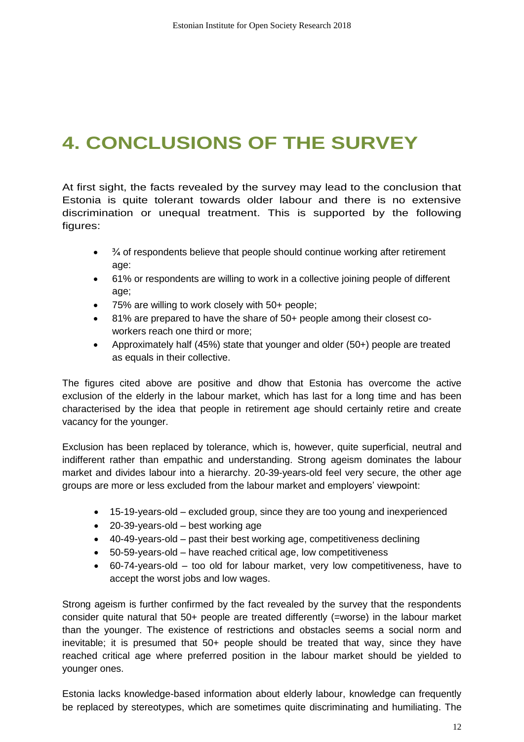# 4. CONCLUSIONS OF THE SURVEY

At first sight, the facts revealed by the survey may lead to the conclusion that Estonia is quite tolerant towards older labour and there is no extensive discrimination or unequal treatment. This is supported by the following figures:

- ¾ of respondents believe that people should continue working after retirement age:
- 61% or respondents are willing to work in a collective joining people of different age;
- 75% are willing to work closely with 50+ people;
- 81% are prepared to have the share of 50+ people among their closest co-workers reach one third or more;
- Approximately half (45%) state that younger and older (50+) people are treated as equals in their collective.

The figures cited above are positive and dhow that Estonia has overcome the active exclusion of the elderly in the labour market, which has last for a long time and has been characterised by the idea that people in retirement age should certainly retire and create vacancy for the younger.

Exclusion has been replaced by tolerance, which is, however, quite superficial, neutral and indifferent rather than empathic and understanding. Strong ageism dominates the labour market and divides labour into a hierarchy. 20-39-years-old feel very secure, the other age groups are more or less excluded from the labour market and employers' viewpoint:

- 15-19-years-old – excluded group, since they are too young and inexperienced
- 20-39-years-old – best working age
- 40-49-years-old – past their best working age, competitiveness declining
- 50-59-years-old – have reached critical age, low competitiveness
- 60-74-years-old – too old for labour market, very low competitiveness, have to accept the worst jobs and low wages.

Strong ageism is further confirmed by the fact revealed by the survey that the respondents consider quite natural that 50+ people are treated differently (=worse) in the labour market than the younger. The existence of restrictions and obstacles seems a social norm and inevitable; it is presumed that 50+ people should be treated that way, since they have reached critical age where preferred position in the labour market should be yielded to younger ones.

Estonia lacks knowledge-based information about elderly labour, knowledge can frequently be replaced by stereotypes, which are sometimes quite discriminating and humiliating. The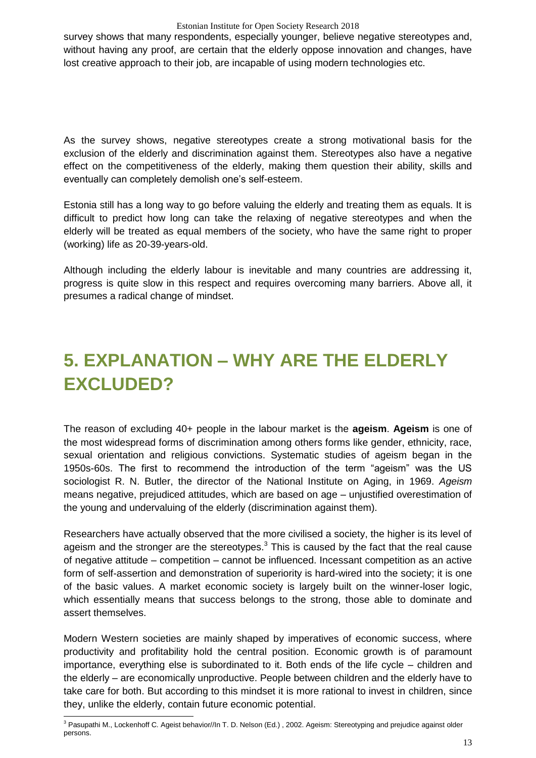survey shows that many respondents, especially younger, believe negative stereotypes and, without having any proof, are certain that the elderly oppose innovation and changes, have lost creative approach to their job, are incapable of using modern technologies etc.

As the survey shows, negative stereotypes create a strong motivational basis for the exclusion of the elderly and discrimination against them. Stereotypes also have a negative effect on the competitiveness of the elderly, making them question their ability, skills and eventually can completely demolish one's self-esteem.

Estonia still has a long way to go before valuing the elderly and treating them as equals. It is difficult to predict how long can take the relaxing of negative stereotypes and when the elderly will be treated as equal members of the society, who have the same right to proper (working) life as 20-39-years-old.

Although including the elderly labour is inevitable and many countries are addressing it, progress is quite slow in this respect and requires overcoming many barriers. Above all, it presumes a radical change of mindset.

# 5. EXPLANATION – WHY ARE THE ELDERLY EXCLUDED?

The reason of excluding 40+ people in the labour market is the **ageism**. **Ageism** is one of the most widespread forms of discrimination among others forms like gender, ethnicity, race, sexual orientation and religious convictions. Systematic studies of ageism began in the 1950s-60s. The first to recommend the introduction of the term "ageism" was the US sociologist R. N. Butler, the director of the National Institute on Aging, in 1969. *Ageism* means negative, prejudiced attitudes, which are based on age – unjustified overestimation of the young and undervaluing of the elderly (discrimination against them).

Researchers have actually observed that the more civilised a society, the higher is its level of ageism and the stronger are the stereotypes.[3] This is caused by the fact that the real cause of negative attitude – competition – cannot be influenced. Incessant competition as an active form of self-assertion and demonstration of superiority is hard-wired into the society; it is one of the basic values. A market economic society is largely built on the winner-loser logic, which essentially means that success belongs to the strong, those able to dominate and assert themselves.

Modern Western societies are mainly shaped by imperatives of economic success, where productivity and profitability hold the central position. Economic growth is of paramount importance, everything else is subordinated to it. Both ends of the life cycle – children and the elderly – are economically unproductive. People between children and the elderly have to take care for both. But according to this mindset it is more rational to invest in children, since they, unlike the elderly, contain future economic potential.

[3] Pasupathi M., Lockenhoff C. Ageist behavior//In T. D. Nelson (Ed.) , 2002. Ageism: Stereotyping and prejudice against older persons.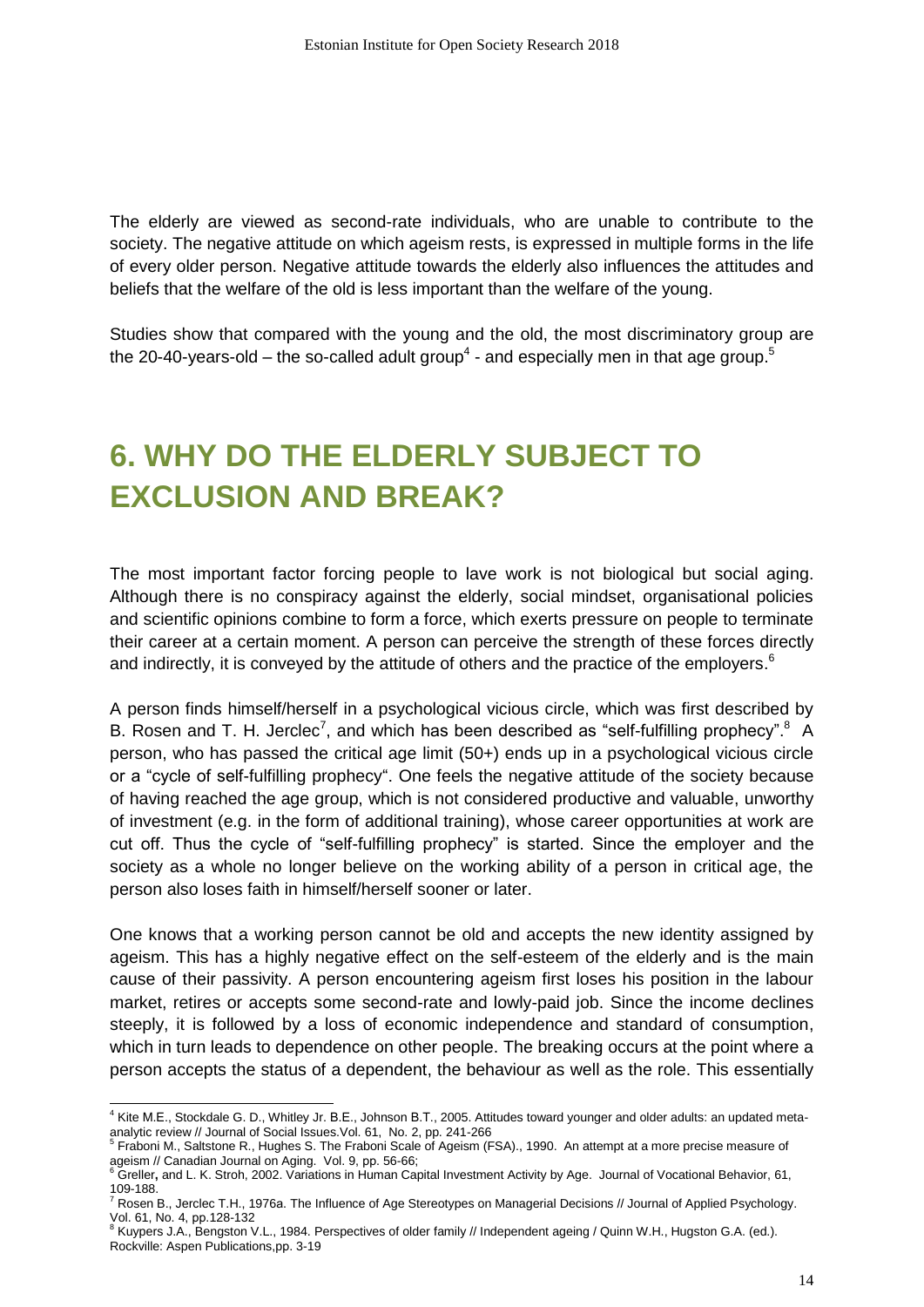The elderly are viewed as second-rate individuals, who are unable to contribute to the society. The negative attitude on which ageism rests, is expressed in multiple forms in the life of every older person. Negative attitude towards the elderly also influences the attitudes and beliefs that the welfare of the old is less important than the welfare of the young.

Studies show that compared with the young and the old, the most discriminatory group are the 20-40-years-old – the so-called adult group[4] - and especially men in that age group.[5]

# 6. WHY DO THE ELDERLY SUBJECT TO EXCLUSION AND BREAK?

The most important factor forcing people to lave work is not biological but social aging. Although there is no conspiracy against the elderly, social mindset, organisational policies and scientific opinions combine to form a force, which exerts pressure on people to terminate their career at a certain moment. A person can perceive the strength of these forces directly and indirectly, it is conveyed by the attitude of others and the practice of the employers.[6]

A person finds himself/herself in a psychological vicious circle, which was first described by B. Rosen and T. H. Jerclec[7], and which has been described as "self-fulfilling prophecy".[8] A person, who has passed the critical age limit (50+) ends up in a psychological vicious circle or a "cycle of self-fulfilling prophecy". One feels the negative attitude of the society because of having reached the age group, which is not considered productive and valuable, unworthy of investment (e.g. in the form of additional training), whose career opportunities at work are cut off. Thus the cycle of "self-fulfilling prophecy" is started. Since the employer and the society as a whole no longer believe on the working ability of a person in critical age, the person also loses faith in himself/herself sooner or later.

One knows that a working person cannot be old and accepts the new identity assigned by ageism. This has a highly negative effect on the self-esteem of the elderly and is the main cause of their passivity. A person encountering ageism first loses his position in the labour market, retires or accepts some second-rate and lowly-paid job. Since the income declines steeply, it is followed by a loss of economic independence and standard of consumption, which in turn leads to dependence on other people. The breaking occurs at the point where a person accepts the status of a dependent, the behaviour as well as the role. This essentially

---

[4] Kite M.E., Stockdale G. D., Whitley Jr. B.E., Johnson B.T., 2005. Attitudes toward younger and older adults: an updated meta-analytic review // Journal of Social Issues.Vol. 61, No. 2, pp. 241-266

[5] Fraboni M., Saltstone R., Hughes S. The Fraboni Scale of Ageism (FSA)., 1990. An attempt at a more precise measure of ageism // Canadian Journal on Aging. Vol. 9, pp. 56-66;

[6] Greller, and L. K. Stroh, 2002. Variations in Human Capital Investment Activity by Age. Journal of Vocational Behavior, 61, 109-188.

[7] Rosen B., Jerclec T.H., 1976a. The Influence of Age Stereotypes on Managerial Decisions // Journal of Applied Psychology. Vol. 61, No. 4, pp.128-132

[8] Kuypers J.A., Bengston V.L., 1984. Perspectives of older family // Independent ageing / Quinn W.H., Hugston G.A. (ed.). Rockville: Aspen Publications,pp. 3-19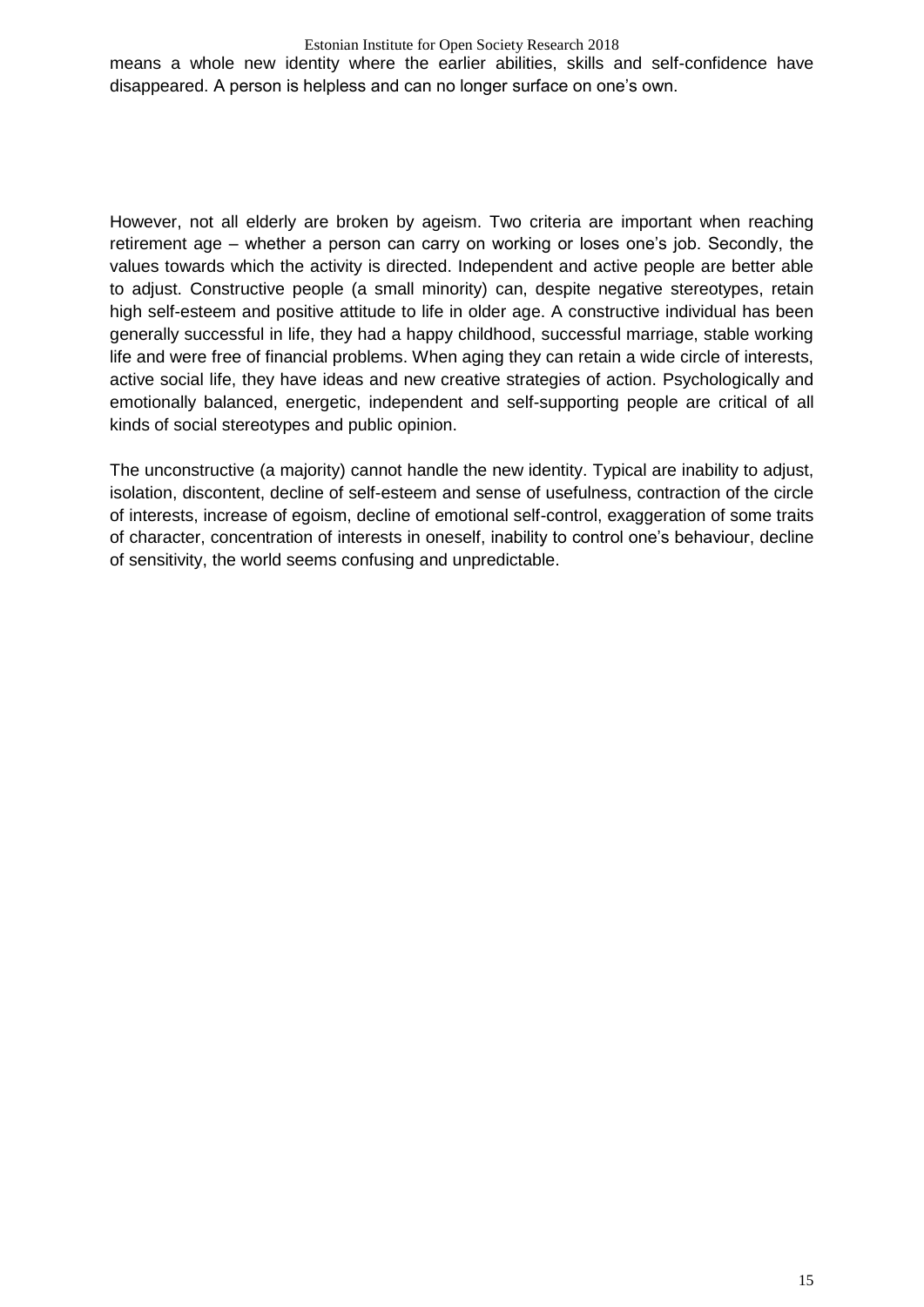means a whole new identity where the earlier abilities, skills and self-confidence have disappeared. A person is helpless and can no longer surface on one's own.

However, not all elderly are broken by ageism. Two criteria are important when reaching retirement age – whether a person can carry on working or loses one's job. Secondly, the values towards which the activity is directed. Independent and active people are better able to adjust. Constructive people (a small minority) can, despite negative stereotypes, retain high self-esteem and positive attitude to life in older age. A constructive individual has been generally successful in life, they had a happy childhood, successful marriage, stable working life and were free of financial problems. When aging they can retain a wide circle of interests, active social life, they have ideas and new creative strategies of action. Psychologically and emotionally balanced, energetic, independent and self-supporting people are critical of all kinds of social stereotypes and public opinion.

The unconstructive (a majority) cannot handle the new identity. Typical are inability to adjust, isolation, discontent, decline of self-esteem and sense of usefulness, contraction of the circle of interests, increase of egoism, decline of emotional self-control, exaggeration of some traits of character, concentration of interests in oneself, inability to control one's behaviour, decline of sensitivity, the world seems confusing and unpredictable.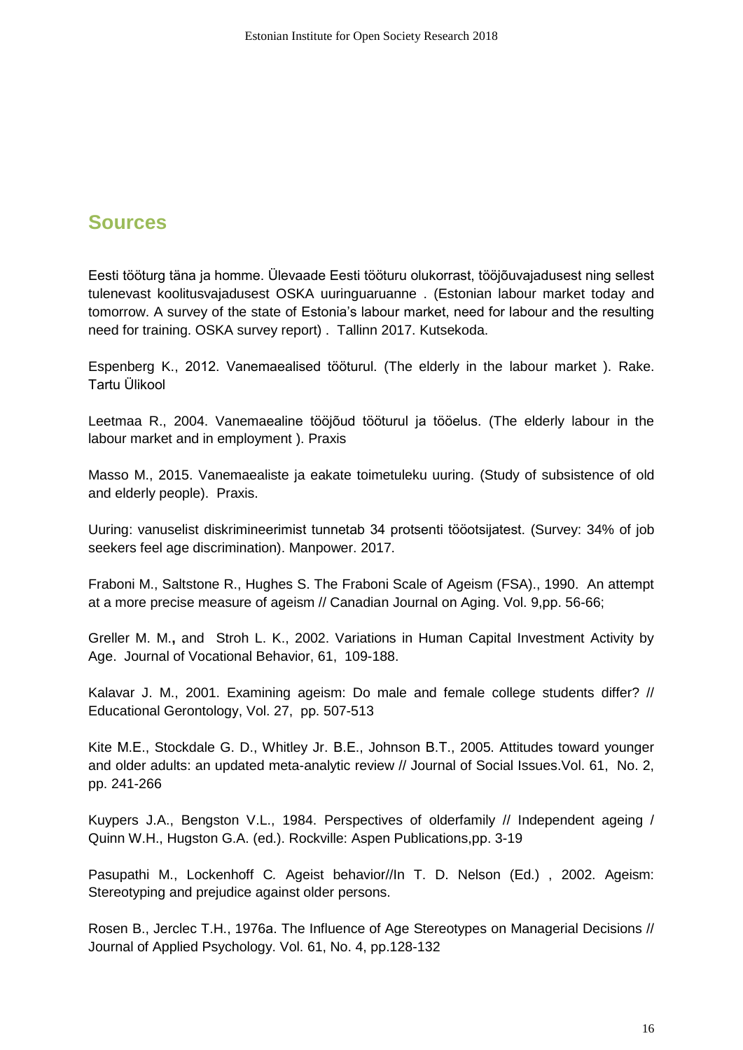## Sources

Eesti tööturg täna ja homme. Ülevaade Eesti tööturu olukorrast, tööjõuvajadusest ning sellest tulenevast koolitusvajadusest OSKA uuringuaruanne . (Estonian labour market today and tomorrow. A survey of the state of Estonia's labour market, need for labour and the resulting need for training. OSKA survey report) . Tallinn 2017. Kutsekoda.

Espenberg K., 2012. Vanemaealised tööturul. (The elderly in the labour market ). Rake. Tartu Ülikool

Leetmaa R., 2004. Vanemaealine tööjõud tööturul ja tööelus. (The elderly labour in the labour market and in employment ). Praxis

Masso M., 2015. Vanemaealiste ja eakate toimetuleku uuring. (Study of subsistence of old and elderly people). Praxis.

Uuring: vanuselist diskrimineerimist tunnetab 34 protsenti tööotsijatest. (Survey: 34% of job seekers feel age discrimination). Manpower. 2017.

Fraboni M., Saltstone R., Hughes S. The Fraboni Scale of Ageism (FSA)., 1990. An attempt at a more precise measure of ageism // Canadian Journal on Aging. Vol. 9,pp. 56-66;

Greller M. M**.,** and Stroh L. K., 2002. Variations in Human Capital Investment Activity by Age. Journal of Vocational Behavior, 61, 109-188.

Kalavar J. M., 2001. Examining ageism: Do male and female college students differ? // Educational Gerontology, Vol. 27, pp. 507-513

Kite M.E., Stockdale G. D., Whitley Jr. B.E., Johnson B.T., 2005. Attitudes toward younger and older adults: an updated meta-analytic review // Journal of Social Issues.Vol. 61, No. 2, pp. 241-266

Kuypers J.A., Bengston V.L., 1984. Perspectives of olderfamily // Independent ageing / Quinn W.H., Hugston G.A. (ed.). Rockville: Aspen Publications,pp. 3-19

Pasupathi M., Lockenhoff C*.* Ageist behavior//In T. D. Nelson (Ed.) , 2002. Ageism: Stereotyping and prejudice against older persons.

Rosen B., Jerclec T.H., 1976a. The Influence of Age Stereotypes on Managerial Decisions // Journal of Applied Psychology. Vol. 61, No. 4, pp.128-132